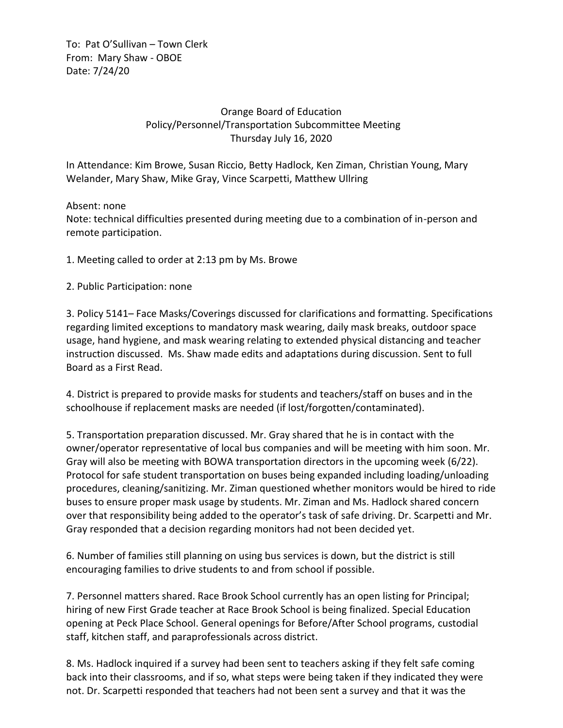To: Pat O'Sullivan – Town Clerk
From: Mary Shaw - OBOE
Date: 7/24/20

Orange Board of Education
Policy/Personnel/Transportation Subcommittee Meeting
Thursday July 16, 2020

In Attendance: Kim Browe, Susan Riccio, Betty Hadlock, Ken Ziman, Christian Young, Mary Welander, Mary Shaw, Mike Gray, Vince Scarpetti, Matthew Ullring

Absent: none
Note: technical difficulties presented during meeting due to a combination of in-person and remote participation.

1. Meeting called to order at 2:13 pm by Ms. Browe

2. Public Participation: none

3. Policy 5141– Face Masks/Coverings discussed for clarifications and formatting. Specifications regarding limited exceptions to mandatory mask wearing, daily mask breaks, outdoor space usage, hand hygiene, and mask wearing relating to extended physical distancing and teacher instruction discussed. Ms. Shaw made edits and adaptations during discussion. Sent to full Board as a First Read.

4. District is prepared to provide masks for students and teachers/staff on buses and in the schoolhouse if replacement masks are needed (if lost/forgotten/contaminated).

5. Transportation preparation discussed. Mr. Gray shared that he is in contact with the owner/operator representative of local bus companies and will be meeting with him soon. Mr. Gray will also be meeting with BOWA transportation directors in the upcoming week (6/22). Protocol for safe student transportation on buses being expanded including loading/unloading procedures, cleaning/sanitizing. Mr. Ziman questioned whether monitors would be hired to ride buses to ensure proper mask usage by students. Mr. Ziman and Ms. Hadlock shared concern over that responsibility being added to the operator's task of safe driving. Dr. Scarpetti and Mr. Gray responded that a decision regarding monitors had not been decided yet.

6. Number of families still planning on using bus services is down, but the district is still encouraging families to drive students to and from school if possible.

7. Personnel matters shared. Race Brook School currently has an open listing for Principal; hiring of new First Grade teacher at Race Brook School is being finalized. Special Education opening at Peck Place School. General openings for Before/After School programs, custodial staff, kitchen staff, and paraprofessionals across district.

8. Ms. Hadlock inquired if a survey had been sent to teachers asking if they felt safe coming back into their classrooms, and if so, what steps were being taken if they indicated they were not. Dr. Scarpetti responded that teachers had not been sent a survey and that it was the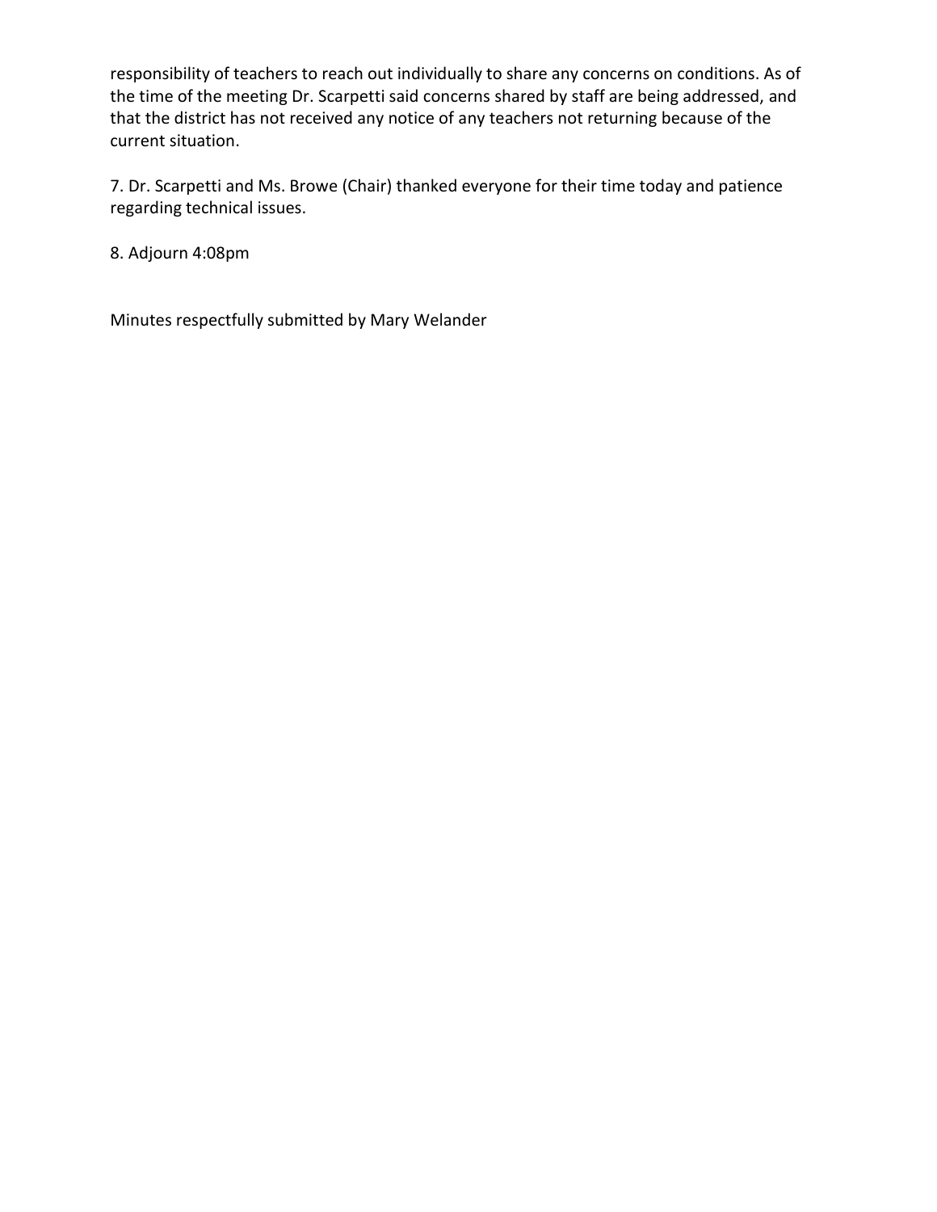responsibility of teachers to reach out individually to share any concerns on conditions. As of the time of the meeting Dr. Scarpetti said concerns shared by staff are being addressed, and that the district has not received any notice of any teachers not returning because of the current situation.

7. Dr. Scarpetti and Ms. Browe (Chair) thanked everyone for their time today and patience regarding technical issues.

8. Adjourn 4:08pm

Minutes respectfully submitted by Mary Welander